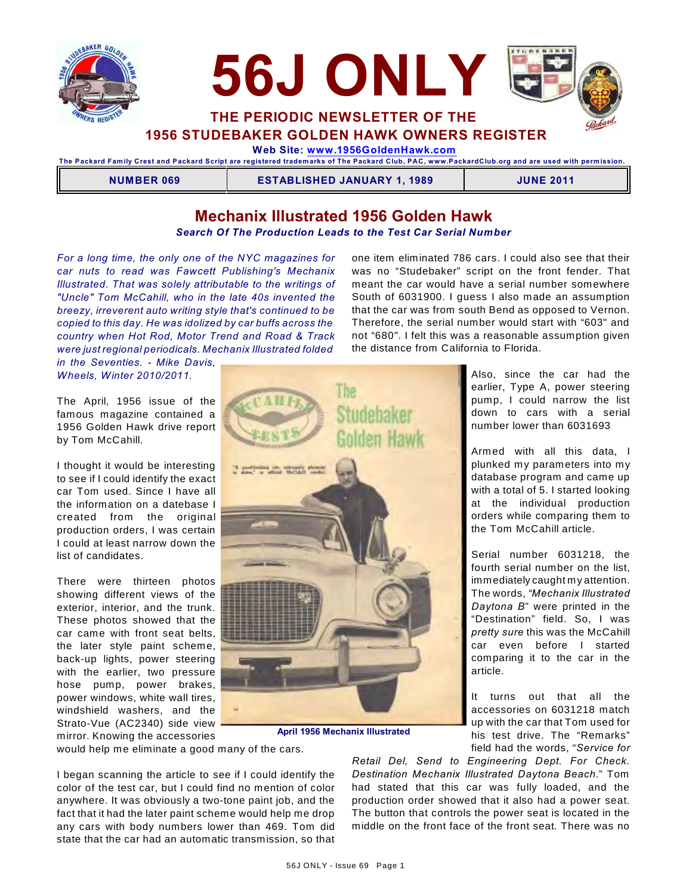# 56J ONLY

**THE PERIODIC NEWSLETTER OF THE**
**1956 STUDEBAKER GOLDEN HAWK OWNERS REGISTER**

**Web Site: www.1956GoldenHawk.com**

**The Packard Family Crest and Packard Script are registered trademarks of The Packard Club, PAC, www.PackardClub.org and are used with permission.**

| NUMBER 069 | ESTABLISHED JANUARY 1, 1989 | JUNE 2011 |
|---|---|---|

## Mechanix Illustrated 1956 Golden Hawk

***Search Of The Production Leads to the Test Car Serial Number***

*For a long time, the only one of the NYC magazines for car nuts to read was Fawcett Publishing's Mechanix Illustrated. That was solely attributable to the writings of "Uncle" Tom McCahill, who in the late 40s invented the breezy, irreverent auto writing style that's continued to be copied to this day. He was idolized by car buffs across the country when Hot Rod, Motor Trend and Road & Track were just regional periodicals. Mechanix Illustrated folded in the Seventies. - Mike Davis, Wheels, Winter 2010/2011.*

The April, 1956 issue of the famous magazine contained a 1956 Golden Hawk drive report by Tom McCahill.

I thought it would be interesting to see if I could identify the exact car Tom used. Since I have all the information on a datebase I created from the original production orders, I was certain I could at least narrow down the list of candidates.

There were thirteen photos showing different views of the exterior, interior, and the trunk. These photos showed that the car came with front seat belts, the later style paint scheme, back-up lights, power steering with the earlier, two pressure hose pump, power brakes, power windows, white wall tires, windshield washers, and the Strato-Vue (AC2340) side view mirror. Knowing the accessories would help me eliminate a good many of the cars.

I began scanning the article to see if I could identify the color of the test car, but I could find no mention of color anywhere. It was obviously a two-tone paint job, and the fact that it had the later paint scheme would help me drop any cars with body numbers lower than 469. Tom did state that the car had an automatic transmission, so that one item eliminated 786 cars. I could also see that their was no "Studebaker" script on the front fender. That meant the car would have a serial number somewhere South of 6031900. I guess I also made an assumption that the car was from south Bend as opposed to Vernon. Therefore, the serial number would start with "603" and not "680". I felt this was a reasonable assumption given the distance from California to Florida.

**April 1956 Mechanix Illustrated**

Also, since the car had the earlier, Type A, power steering pump, I could narrow down the list down to cars with a serial number lower than 6031693

Armed with all this data, I plunked my parameters into my database program and came up with a total of 5. I started looking at the individual production orders while comparing them to the Tom McCahill article.

Serial number 6031218, the fourth serial number on the list, immediately caught my attention. The words, *"Mechanix Illustrated Daytona B"* were printed in the "Destination" field. So, I was *pretty sure* this was the McCahill car even before I started comparing it to the car in the article.

It turns out that all the accessories on 6031218 match up with the car that Tom used for his test drive. The "Remarks" field had the words, "*Service for Retail Del, Send to Engineering Dept. For Check. Destination Mechanix Illustrated Daytona Beach*." Tom had stated that this car was fully loaded, and the production order showed that it also had a power seat. The button that controls the power seat is located in the middle on the front face of the front seat. There was no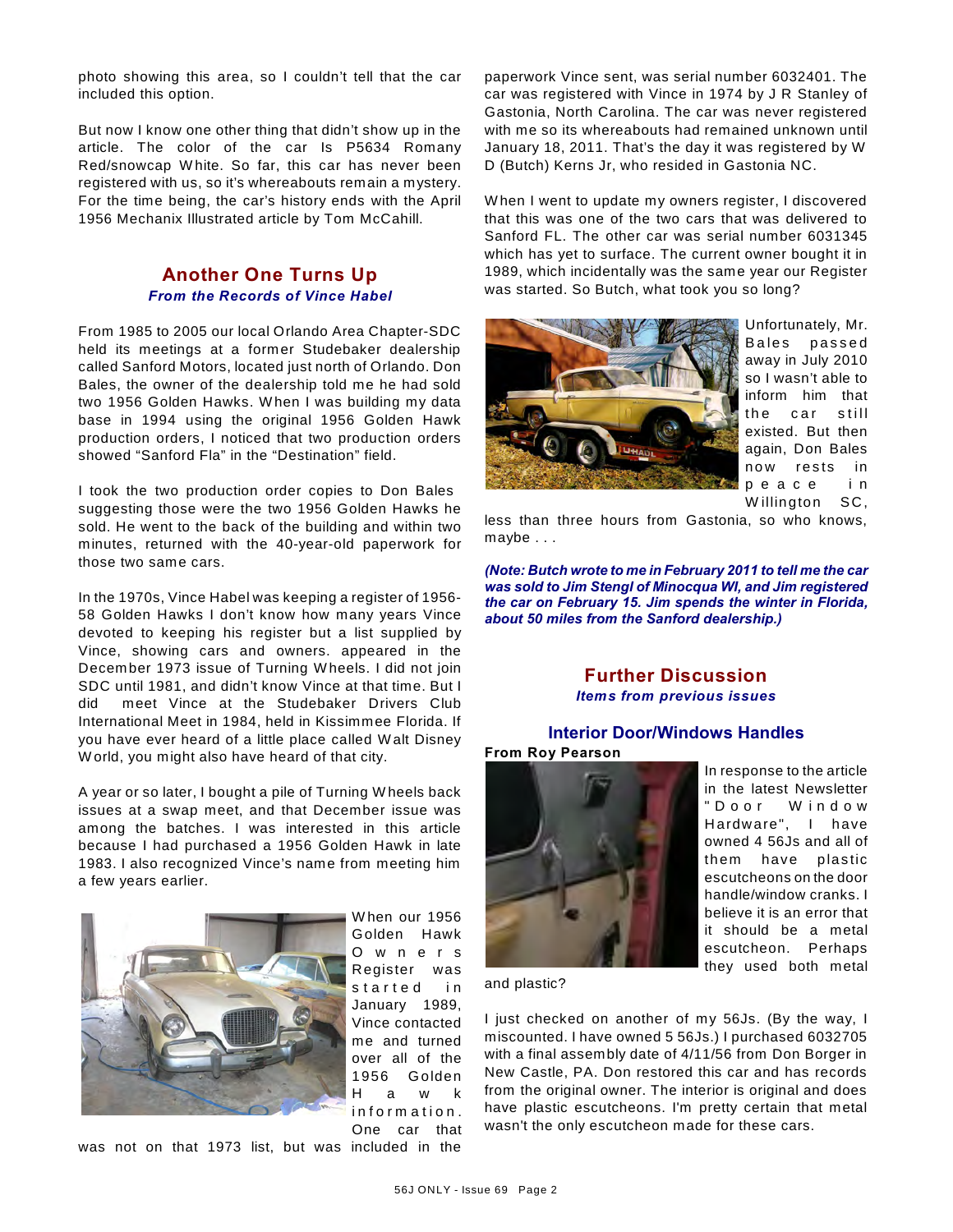photo showing this area, so I couldn't tell that the car included this option.

But now I know one other thing that didn't show up in the article. The color of the car Is P5634 Romany Red/snowcap White. So far, this car has never been registered with us, so it's whereabouts remain a mystery. For the time being, the car's history ends with the April 1956 Mechanix Illustrated article by Tom McCahill.

## Another One Turns Up

***From the Records of Vince Habel***

From 1985 to 2005 our local Orlando Area Chapter-SDC held its meetings at a former Studebaker dealership called Sanford Motors, located just north of Orlando. Don Bales, the owner of the dealership told me he had sold two 1956 Golden Hawks. When I was building my data base in 1994 using the original 1956 Golden Hawk production orders, I noticed that two production orders showed "Sanford Fla" in the "Destination" field.

I took the two production order copies to Don Bales suggesting those were the two 1956 Golden Hawks he sold. He went to the back of the building and within two minutes, returned with the 40-year-old paperwork for those two same cars.

In the 1970s, Vince Habel was keeping a register of 1956-58 Golden Hawks I don't know how many years Vince devoted to keeping his register but a list supplied by Vince, showing cars and owners. appeared in the December 1973 issue of Turning Wheels. I did not join SDC until 1981, and didn't know Vince at that time. But I did meet Vince at the Studebaker Drivers Club International Meet in 1984, held in Kissimmee Florida. If you have ever heard of a little place called Walt Disney World, you might also have heard of that city.

A year or so later, I bought a pile of Turning Wheels back issues at a swap meet, and that December issue was among the batches. I was interested in this article because I had purchased a 1956 Golden Hawk in late 1983. I also recognized Vince's name from meeting him a few years earlier.

When our 1956 Golden Hawk Owners Register was started in January 1989, Vince contacted me and turned over all of the 1956 Golden Hawk information. One car that was not on that 1973 list, but was included in the paperwork Vince sent, was serial number 6032401. The car was registered with Vince in 1974 by J R Stanley of Gastonia, North Carolina. The car was never registered with me so its whereabouts had remained unknown until January 18, 2011. That's the day it was registered by W D (Butch) Kerns Jr, who resided in Gastonia NC.

When I went to update my owners register, I discovered that this was one of the two cars that was delivered to Sanford FL. The other car was serial number 6031345 which has yet to surface. The current owner bought it in 1989, which incidentally was the same year our Register was started. So Butch, what took you so long?

Unfortunately, Mr. Bales passed away in July 2010 so I wasn't able to inform him that the car still existed. But then again, Don Bales now rests in peace in Willington SC, less than three hours from Gastonia, so who knows, maybe . . .

***(Note: Butch wrote to me in February 2011 to tell me the car was sold to Jim Stengl of Minocqua WI, and Jim registered the car on February 15. Jim spends the winter in Florida, about 50 miles from the Sanford dealership.)***

## Further Discussion

***Items from previous issues***

### Interior Door/Windows Handles

**From Roy Pearson**

In response to the article in the latest Newsletter "Door Window Hardware", I have owned 4 56Js and all of them have plastic escutcheons on the door handle/window cranks. I believe it is an error that it should be a metal escutcheon. Perhaps they used both metal and plastic?

I just checked on another of my 56Js. (By the way, I miscounted. I have owned 5 56Js.) I purchased 6032705 with a final assembly date of 4/11/56 from Don Borger in New Castle, PA. Don restored this car and has records from the original owner. The interior is original and does have plastic escutcheons. I'm pretty certain that metal wasn't the only escutcheon made for these cars.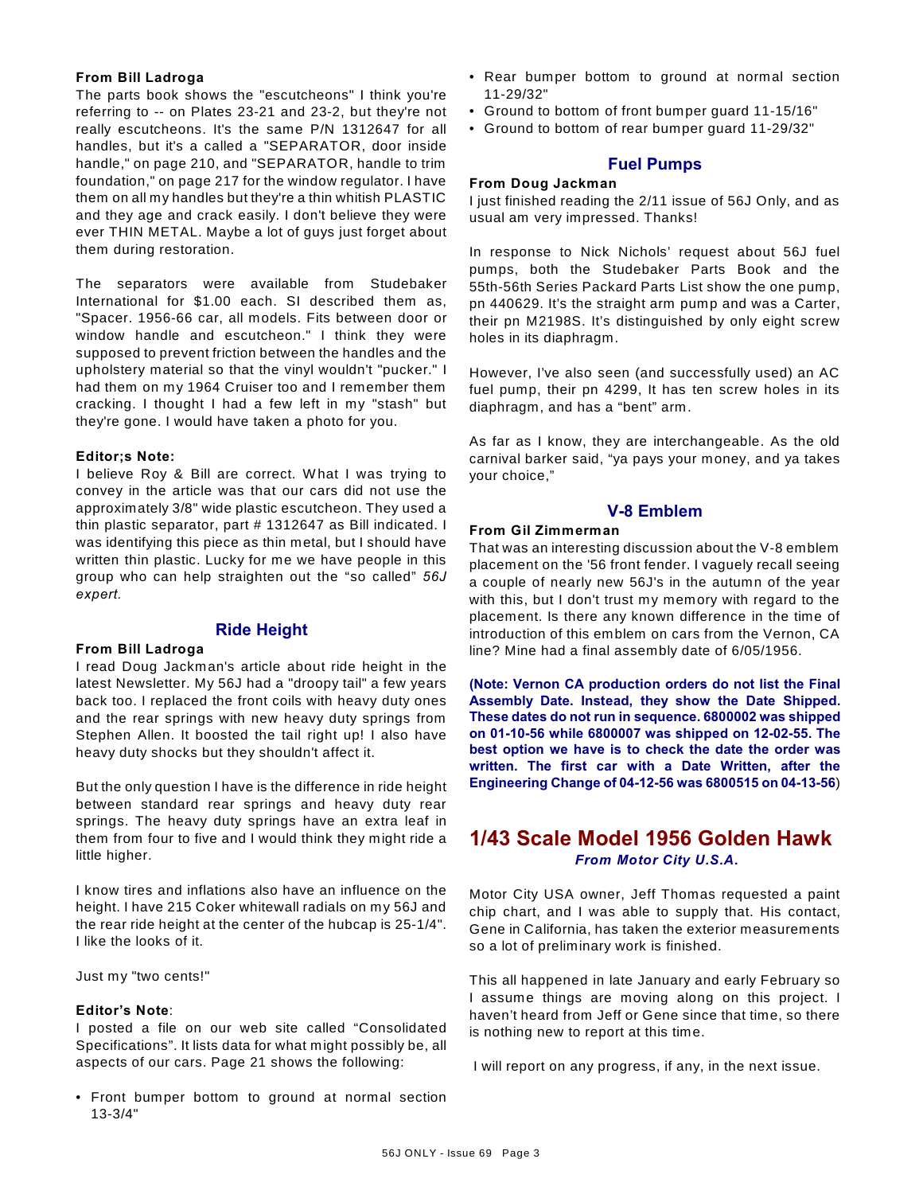**From Bill Ladroga**

The parts book shows the "escutcheons" I think you're referring to -- on Plates 23-21 and 23-2, but they're not really escutcheons. It's the same P/N 1312647 for all handles, but it's a called a "SEPARATOR, door inside handle," on page 210, and "SEPARATOR, handle to trim foundation," on page 217 for the window regulator. I have them on all my handles but they're a thin whitish PLASTIC and they age and crack easily. I don't believe they were ever THIN METAL. Maybe a lot of guys just forget about them during restoration.

The separators were available from Studebaker International for $1.00 each. SI described them as, "Spacer. 1956-66 car, all models. Fits between door or window handle and escutcheon." I think they were supposed to prevent friction between the handles and the upholstery material so that the vinyl wouldn't "pucker." I had them on my 1964 Cruiser too and I remember them cracking. I thought I had a few left in my "stash" but they're gone. I would have taken a photo for you.

**Editor;s Note:**

I believe Roy & Bill are correct. What I was trying to convey in the article was that our cars did not use the approximately 3/8" wide plastic escutcheon. They used a thin plastic separator, part # 1312647 as Bill indicated. I was identifying this piece as thin metal, but I should have written thin plastic. Lucky for me we have people in this group who can help straighten out the "so called" *56J expert.*

## Ride Height

**From Bill Ladroga**

I read Doug Jackman's article about ride height in the latest Newsletter. My 56J had a "droopy tail" a few years back too. I replaced the front coils with heavy duty ones and the rear springs with new heavy duty springs from Stephen Allen. It boosted the tail right up! I also have heavy duty shocks but they shouldn't affect it.

But the only question I have is the difference in ride height between standard rear springs and heavy duty rear springs. The heavy duty springs have an extra leaf in them from four to five and I would think they might ride a little higher.

I know tires and inflations also have an influence on the height. I have 215 Coker whitewall radials on my 56J and the rear ride height at the center of the hubcap is 25-1/4". I like the looks of it.

Just my "two cents!"

**Editor's Note**:

I posted a file on our web site called "Consolidated Specifications". It lists data for what might possibly be, all aspects of our cars. Page 21 shows the following:

- Front bumper bottom to ground at normal section 13-3/4"
- Rear bumper bottom to ground at normal section 11-29/32"
- Ground to bottom of front bumper guard 11-15/16"
- Ground to bottom of rear bumper guard 11-29/32"

## Fuel Pumps

**From Doug Jackman**

I just finished reading the 2/11 issue of 56J Only, and as usual am very impressed. Thanks!

In response to Nick Nichols' request about 56J fuel pumps, both the Studebaker Parts Book and the 55th-56th Series Packard Parts List show the one pump, pn 440629. It's the straight arm pump and was a Carter, their pn M2198S. It's distinguished by only eight screw holes in its diaphragm.

However, I've also seen (and successfully used) an AC fuel pump, their pn 4299, It has ten screw holes in its diaphragm, and has a "bent" arm.

As far as I know, they are interchangeable. As the old carnival barker said, "ya pays your money, and ya takes your choice,"

## V-8 Emblem

**From Gil Zimmerman**

That was an interesting discussion about the V-8 emblem placement on the '56 front fender. I vaguely recall seeing a couple of nearly new 56J's in the autumn of the year with this, but I don't trust my memory with regard to the placement. Is there any known difference in the time of introduction of this emblem on cars from the Vernon, CA line? Mine had a final assembly date of 6/05/1956.

**(Note: Vernon CA production orders do not list the Final Assembly Date. Instead, they show the Date Shipped. These dates do not run in sequence. 6800002 was shipped on 01-10-56 while 6800007 was shipped on 12-02-55. The best option we have is to check the date the order was written. The first car with a Date Written, after the Engineering Change of 04-12-56 was 6800515 on 04-13-56**)

# 1/43 Scale Model 1956 Golden Hawk

***From Motor City U.S.A.***

Motor City USA owner, Jeff Thomas requested a paint chip chart, and I was able to supply that. His contact, Gene in California, has taken the exterior measurements so a lot of preliminary work is finished.

This all happened in late January and early February so I assume things are moving along on this project. I haven't heard from Jeff or Gene since that time, so there is nothing new to report at this time.

I will report on any progress, if any, in the next issue.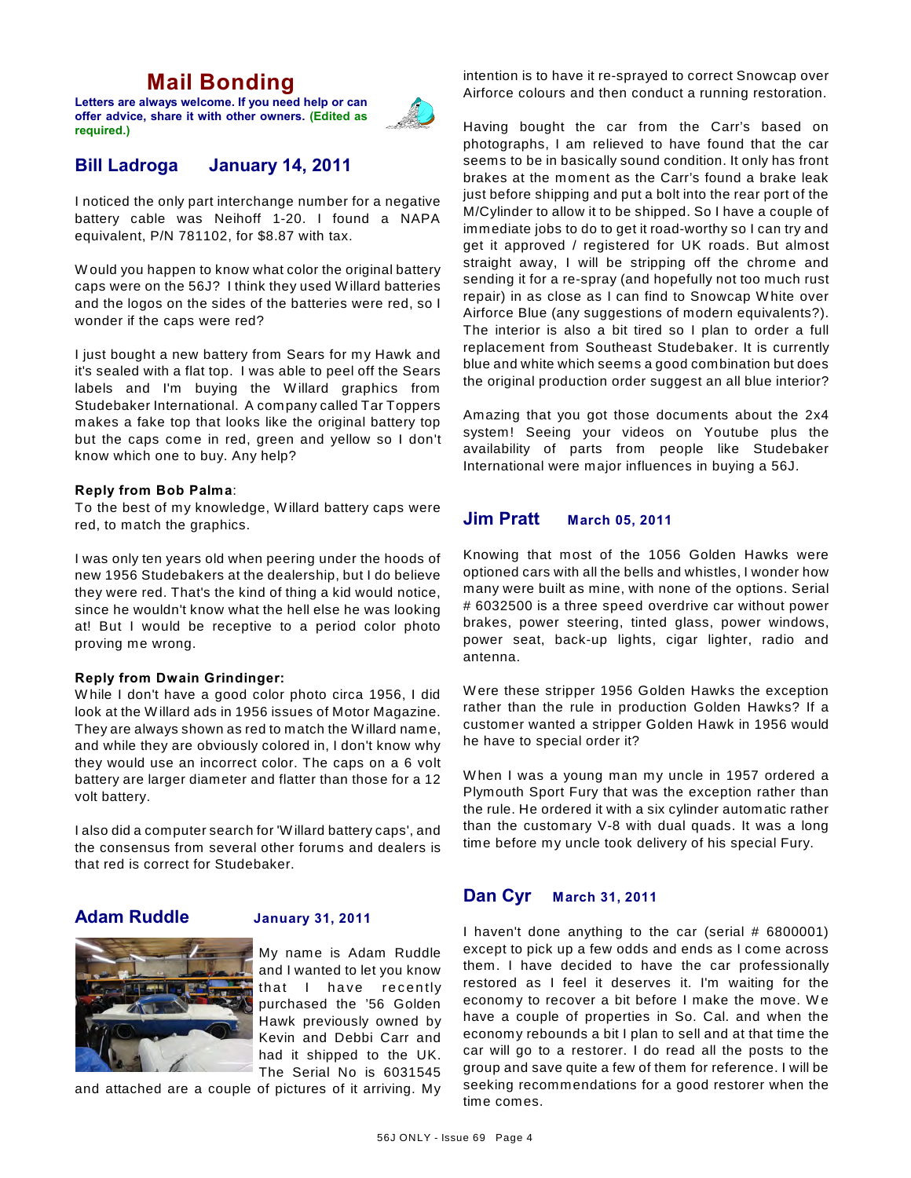# Mail Bonding

**Letters are always welcome. If you need help or can offer advice, share it with other owners. (Edited as required.)**

## Bill Ladroga     January 14, 2011

I noticed the only part interchange number for a negative battery cable was Neihoff 1-20. I found a NAPA equivalent, P/N 781102, for $8.87 with tax.

Would you happen to know what color the original battery caps were on the 56J? I think they used Willard batteries and the logos on the sides of the batteries were red, so I wonder if the caps were red?

I just bought a new battery from Sears for my Hawk and it's sealed with a flat top. I was able to peel off the Sears labels and I'm buying the Willard graphics from Studebaker International. A company called Tar Toppers makes a fake top that looks like the original battery top but the caps come in red, green and yellow so I don't know which one to buy. Any help?

**Reply from Bob Palma**:
To the best of my knowledge, Willard battery caps were red, to match the graphics.

I was only ten years old when peering under the hoods of new 1956 Studebakers at the dealership, but I do believe they were red. That's the kind of thing a kid would notice, since he wouldn't know what the hell else he was looking at! But I would be receptive to a period color photo proving me wrong.

**Reply from Dwain Grindinger:**
While I don't have a good color photo circa 1956, I did look at the Willard ads in 1956 issues of Motor Magazine. They are always shown as red to match the Willard name, and while they are obviously colored in, I don't know why they would use an incorrect color. The caps on a 6 volt battery are larger diameter and flatter than those for a 12 volt battery.

I also did a computer search for 'Willard battery caps', and the consensus from several other forums and dealers is that red is correct for Studebaker.

## Adam Ruddle     January 31, 2011

My name is Adam Ruddle and I wanted to let you know that I have recently purchased the '56 Golden Hawk previously owned by Kevin and Debbi Carr and had it shipped to the UK. The Serial No is 6031545 and attached are a couple of pictures of it arriving. My intention is to have it re-sprayed to correct Snowcap over Airforce colours and then conduct a running restoration.

Having bought the car from the Carr's based on photographs, I am relieved to have found that the car seems to be in basically sound condition. It only has front brakes at the moment as the Carr's found a brake leak just before shipping and put a bolt into the rear port of the M/Cylinder to allow it to be shipped. So I have a couple of immediate jobs to do to get it road-worthy so I can try and get it approved / registered for UK roads. But almost straight away, I will be stripping off the chrome and sending it for a re-spray (and hopefully not too much rust repair) in as close as I can find to Snowcap White over Airforce Blue (any suggestions of modern equivalents?). The interior is also a bit tired so I plan to order a full replacement from Southeast Studebaker. It is currently blue and white which seems a good combination but does the original production order suggest an all blue interior?

Amazing that you got those documents about the 2x4 system! Seeing your videos on Youtube plus the availability of parts from people like Studebaker International were major influences in buying a 56J.

## Jim Pratt     March 05, 2011

Knowing that most of the 1056 Golden Hawks were optioned cars with all the bells and whistles, I wonder how many were built as mine, with none of the options. Serial # 6032500 is a three speed overdrive car without power brakes, power steering, tinted glass, power windows, power seat, back-up lights, cigar lighter, radio and antenna.

Were these stripper 1956 Golden Hawks the exception rather than the rule in production Golden Hawks? If a customer wanted a stripper Golden Hawk in 1956 would he have to special order it?

When I was a young man my uncle in 1957 ordered a Plymouth Sport Fury that was the exception rather than the rule. He ordered it with a six cylinder automatic rather than the customary V-8 with dual quads. It was a long time before my uncle took delivery of his special Fury.

## Dan Cyr     March 31, 2011

I haven't done anything to the car (serial # 6800001) except to pick up a few odds and ends as I come across them. I have decided to have the car professionally restored as I feel it deserves it. I'm waiting for the economy to recover a bit before I make the move. We have a couple of properties in So. Cal. and when the economy rebounds a bit I plan to sell and at that time the car will go to a restorer. I do read all the posts to the group and save quite a few of them for reference. I will be seeking recommendations for a good restorer when the time comes.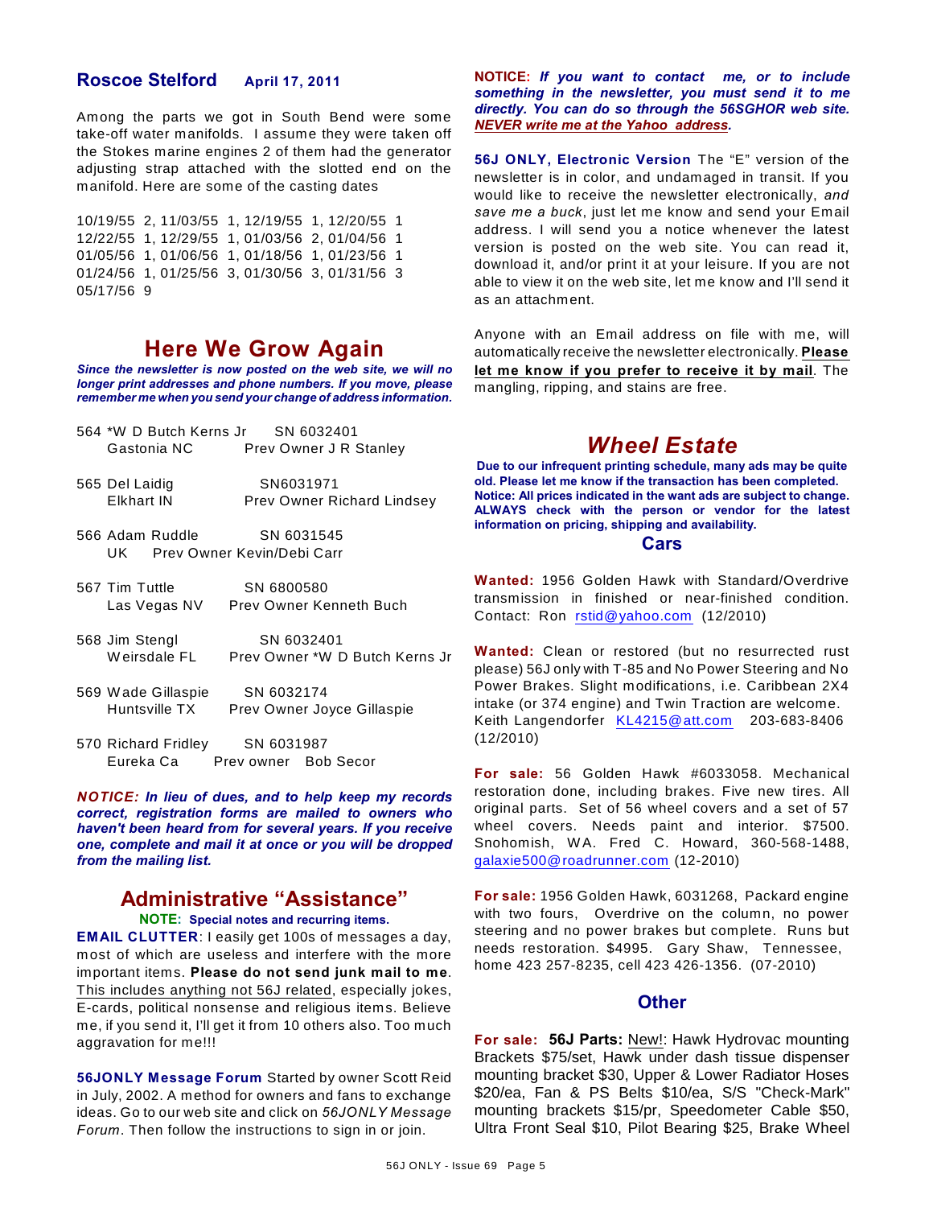## Roscoe Stelford    April 17, 2011

Among the parts we got in South Bend were some take-off water manifolds. I assume they were taken off the Stokes marine engines 2 of them had the generator adjusting strap attached with the slotted end on the manifold. Here are some of the casting dates

10/19/55 2, 11/03/55 1, 12/19/55 1, 12/20/55 1
12/22/55 1, 12/29/55 1, 01/03/56 2, 01/04/56 1
01/05/56 1, 01/06/56 1, 01/18/56 1, 01/23/56 1
01/24/56 1, 01/25/56 3, 01/30/56 3, 01/31/56 3
05/17/56 9

# Here We Grow Again

***Since the newsletter is now posted on the web site, we will no longer print addresses and phone numbers. If you move, please remember me when you send your change of address information.***

564 *W D Butch Kerns Jr    SN 6032401
Gastonia NC    Prev Owner J R Stanley

565 Del Laidig    SN6031971
Elkhart IN    Prev Owner Richard Lindsey

566 Adam Ruddle    SN 6031545
UK    Prev Owner Kevin/Debi Carr

567 Tim Tuttle    SN 6800580
Las Vegas NV    Prev Owner Kenneth Buch

568 Jim Stengl    SN 6032401
Weirsdale FL    Prev Owner *W D Butch Kerns Jr

569 Wade Gillaspie    SN 6032174
Huntsville TX    Prev Owner Joyce Gillaspie

570 Richard Fridley    SN 6031987
Eureka Ca    Prev owner  Bob Secor

***NOTICE: In lieu of dues, and to help keep my records correct, registration forms are mailed to owners who haven't been heard from for several years. If you receive one, complete and mail it at once or you will be dropped from the mailing list.***

# Administrative "Assistance"

**NOTE: Special notes and recurring items.**

**EMAIL CLUTTER**: I easily get 100s of messages a day, most of which are useless and interfere with the more important items. **Please do not send junk mail to me**. This includes anything not 56J related, especially jokes, E-cards, political nonsense and religious items. Believe me, if you send it, I'll get it from 10 others also. Too much aggravation for me!!!

**56JONLY Message Forum** Started by owner Scott Reid in July, 2002. A method for owners and fans to exchange ideas. Go to our web site and click on *56JONLY Message Forum*. Then follow the instructions to sign in or join.

**NOTICE:** ***If you want to contact me, or to include something in the newsletter, you must send it to me directly. You can do so through the 56SGHOR web site. NEVER write me at the Yahoo address.***

**56J ONLY, Electronic Version** The "E" version of the newsletter is in color, and undamaged in transit. If you would like to receive the newsletter electronically, *and save me a buck*, just let me know and send your Email address. I will send you a notice whenever the latest version is posted on the web site. You can read it, download it, and/or print it at your leisure. If you are not able to view it on the web site, let me know and I'll send it as an attachment.

Anyone with an Email address on file with me, will automatically receive the newsletter electronically. **Please let me know if you prefer to receive it by mail**. The mangling, ripping, and stains are free.

# *Wheel Estate*

**Due to our infrequent printing schedule, many ads may be quite old. Please let me know if the transaction has been completed. Notice: All prices indicated in the want ads are subject to change. ALWAYS check with the person or vendor for the latest information on pricing, shipping and availability.**

## Cars

**Wanted:** 1956 Golden Hawk with Standard/Overdrive transmission in finished or near-finished condition. Contact: Ron rstid@yahoo.com (12/2010)

**Wanted:** Clean or restored (but no resurrected rust please) 56J only with T-85 and No Power Steering and No Power Brakes. Slight modifications, i.e. Caribbean 2X4 intake (or 374 engine) and Twin Traction are welcome. Keith Langendorfer KL4215@att.com 203-683-8406 (12/2010)

**For sale:** 56 Golden Hawk #6033058. Mechanical restoration done, including brakes. Five new tires. All original parts. Set of 56 wheel covers and a set of 57 wheel covers. Needs paint and interior. $7500. Snohomish, WA. Fred C. Howard, 360-568-1488, galaxie500@roadrunner.com (12-2010)

**For sale:** 1956 Golden Hawk, 6031268, Packard engine with two fours, Overdrive on the column, no power steering and no power brakes but complete. Runs but needs restoration. $4995. Gary Shaw, Tennessee, home 423 257-8235, cell 423 426-1356. (07-2010)

## Other

**For sale: 56J Parts:** New!: Hawk Hydrovac mounting Brackets $75/set, Hawk under dash tissue dispenser mounting bracket $30, Upper & Lower Radiator Hoses $20/ea, Fan & PS Belts $10/ea, S/S "Check-Mark" mounting brackets $15/pr, Speedometer Cable $50, Ultra Front Seal $10, Pilot Bearing $25, Brake Wheel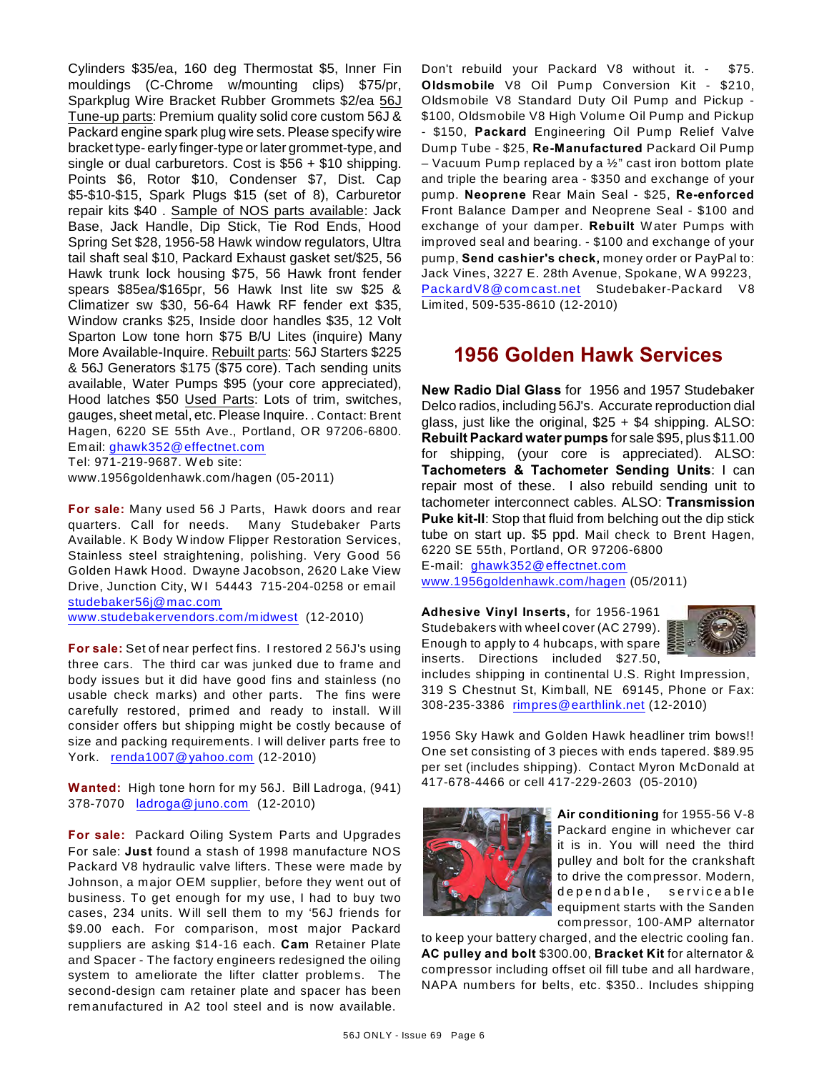Cylinders $35/ea, 160 deg Thermostat $5, Inner Fin mouldings (C-Chrome w/mounting clips) $75/pr, Sparkplug Wire Bracket Rubber Grommets $2/ea 56J Tune-up parts: Premium quality solid core custom 56J & Packard engine spark plug wire sets. Please specify wire bracket type- early finger-type or later grommet-type, and single or dual carburetors. Cost is $56 + $10 shipping. Points $6, Rotor $10, Condenser $7, Dist. Cap $5-$10-$15, Spark Plugs $15 (set of 8), Carburetor repair kits $40 . Sample of NOS parts available: Jack Base, Jack Handle, Dip Stick, Tie Rod Ends, Hood Spring Set $28, 1956-58 Hawk window regulators, Ultra tail shaft seal $10, Packard Exhaust gasket set/$25, 56 Hawk trunk lock housing $75, 56 Hawk front fender spears $85ea/$165pr, 56 Hawk Inst lite sw $25 & Climatizer sw $30, 56-64 Hawk RF fender ext $35, Window cranks $25, Inside door handles $35, 12 Volt Sparton Low tone horn $75 B/U Lites (inquire) Many More Available-Inquire. Rebuilt parts: 56J Starters $225 & 56J Generators $175 ($75 core). Tach sending units available, Water Pumps $95 (your core appreciated), Hood latches $50 Used Parts: Lots of trim, switches, gauges, sheet metal, etc. Please Inquire. . Contact: Brent Hagen, 6220 SE 55th Ave., Portland, OR 97206-6800. Email: ghawk352@effectnet.com
Tel: 971-219-9687. Web site:
www.1956goldenhawk.com/hagen (05-2011)

**For sale:** Many used 56 J Parts, Hawk doors and rear quarters. Call for needs. Many Studebaker Parts Available. K Body Window Flipper Restoration Services, Stainless steel straightening, polishing. Very Good 56 Golden Hawk Hood. Dwayne Jacobson, 2620 Lake View Drive, Junction City, WI 54443 715-204-0258 or email studebaker56j@mac.com
www.studebakervendors.com/midwest (12-2010)

**For sale:** Set of near perfect fins. I restored 2 56J's using three cars. The third car was junked due to frame and body issues but it did have good fins and stainless (no usable check marks) and other parts. The fins were carefully restored, primed and ready to install. Will consider offers but shipping might be costly because of size and packing requirements. I will deliver parts free to York. renda1007@yahoo.com (12-2010)

**Wanted:** High tone horn for my 56J. Bill Ladroga, (941) 378-7070 ladroga@juno.com (12-2010)

**For sale:** Packard Oiling System Parts and Upgrades
For sale: **Just** found a stash of 1998 manufacture NOS Packard V8 hydraulic valve lifters. These were made by Johnson, a major OEM supplier, before they went out of business. To get enough for my use, I had to buy two cases, 234 units. Will sell them to my '56J friends for $9.00 each. For comparison, most major Packard suppliers are asking $14-16 each. **Cam** Retainer Plate and Spacer - The factory engineers redesigned the oiling system to ameliorate the lifter clatter problems. The second-design cam retainer plate and spacer has been remanufactured in A2 tool steel and is now available. Don't rebuild your Packard V8 without it. - $75. **Oldsmobile** V8 Oil Pump Conversion Kit - $210, Oldsmobile V8 Standard Duty Oil Pump and Pickup - $100, Oldsmobile V8 High Volume Oil Pump and Pickup - $150, **Packard** Engineering Oil Pump Relief Valve Dump Tube - $25, **Re-Manufactured** Packard Oil Pump – Vacuum Pump replaced by a ½" cast iron bottom plate and triple the bearing area - $350 and exchange of your pump. **Neoprene** Rear Main Seal - $25, **Re-enforced** Front Balance Damper and Neoprene Seal - $100 and exchange of your damper. **Rebuilt** Water Pumps with improved seal and bearing. - $100 and exchange of your pump, **Send cashier's check,** money order or PayPal to: Jack Vines, 3227 E. 28th Avenue, Spokane, WA 99223, PackardV8@comcast.net Studebaker-Packard V8 Limited, 509-535-8610 (12-2010)

## 1956 Golden Hawk Services

**New Radio Dial Glass** for 1956 and 1957 Studebaker Delco radios, including 56J's. Accurate reproduction dial glass, just like the original, $25 + $4 shipping. ALSO: **Rebuilt Packard water pumps** for sale $95, plus $11.00 for shipping, (your core is appreciated). ALSO: **Tachometers & Tachometer Sending Units**: I can repair most of these. I also rebuild sending unit to tachometer interconnect cables. ALSO: **Transmission Puke kit-II**: Stop that fluid from belching out the dip stick tube on start up. $5 ppd. Mail check to Brent Hagen, 6220 SE 55th, Portland, OR 97206-6800
E-mail: ghawk352@effectnet.com
www.1956goldenhawk.com/hagen (05/2011)

**Adhesive Vinyl Inserts,** for 1956-1961 Studebakers with wheel cover (AC 2799). Enough to apply to 4 hubcaps, with spare inserts. Directions included $27.50, includes shipping in continental U.S. Right Impression, 319 S Chestnut St, Kimball, NE 69145, Phone or Fax: 308-235-3386 rimpres@earthlink.net (12-2010)

1956 Sky Hawk and Golden Hawk headliner trim bows!! One set consisting of 3 pieces with ends tapered. $89.95 per set (includes shipping). Contact Myron McDonald at 417-678-4466 or cell 417-229-2603 (05-2010)

**Air conditioning** for 1955-56 V-8 Packard engine in whichever car it is in. You will need the third pulley and bolt for the crankshaft to drive the compressor. Modern, dependable, serviceable equipment starts with the Sanden compressor, 100-AMP alternator to keep your battery charged, and the electric cooling fan. **AC pulley and bolt** $300.00, **Bracket Kit** for alternator & compressor including offset oil fill tube and all hardware, NAPA numbers for belts, etc. $350.. Includes shipping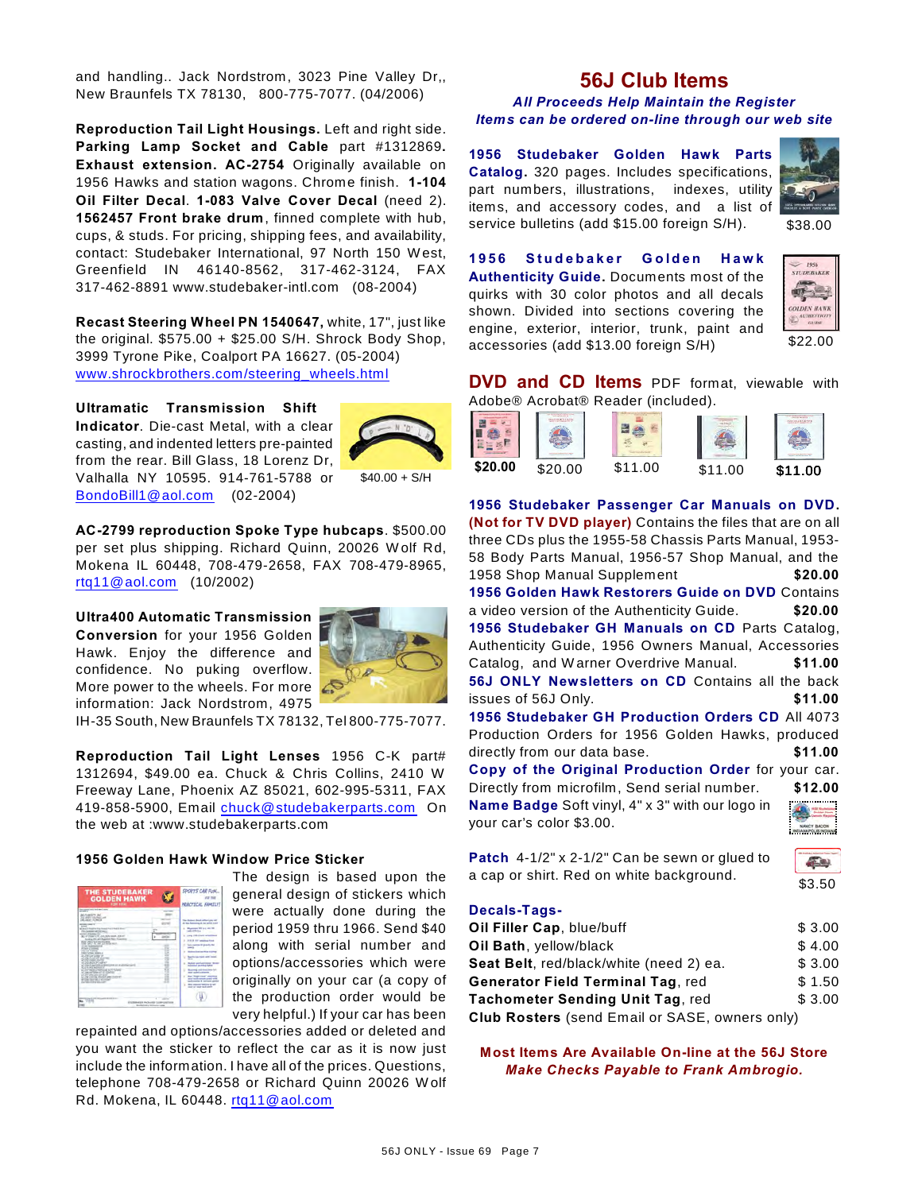and handling.. Jack Nordstrom, 3023 Pine Valley Dr,, New Braunfels TX 78130, 800-775-7077. (04/2006)

**Reproduction Tail Light Housings.** Left and right side. **Parking Lamp Socket and Cable** part #1312869**. Exhaust extension. AC-2754** Originally available on 1956 Hawks and station wagons. Chrome finish. **1-104 Oil Filter Decal**. **1-083 Valve Cover Decal** (need 2). **1562457 Front brake drum**, finned complete with hub, cups, & studs. For pricing, shipping fees, and availability, contact: Studebaker International, 97 North 150 West, Greenfield IN 46140-8562, 317-462-3124, FAX 317-462-8891 www.studebaker-intl.com (08-2004)

**Recast Steering Wheel PN 1540647,** white, 17", just like the original. $575.00 + $25.00 S/H. Shrock Body Shop, 3999 Tyrone Pike, Coalport PA 16627. (05-2004) www.shrockbrothers.com/steering_wheels.html

**Ultramatic Transmission Shift Indicator**. Die-cast Metal, with a clear casting, and indented letters pre-painted from the rear. Bill Glass, 18 Lorenz Dr, Valhalla NY 10595. 914-761-5788 or BondoBill1@aol.com (02-2004)

$40.00 + S/H

**AC-2799 reproduction Spoke Type hubcaps**. $500.00 per set plus shipping. Richard Quinn, 20026 Wolf Rd, Mokena IL 60448, 708-479-2658, FAX 708-479-8965, rtq11@aol.com (10/2002)

**Ultra400 Automatic Transmission Conversion** for your 1956 Golden Hawk. Enjoy the difference and confidence. No puking overflow. More power to the wheels. For more information: Jack Nordstrom, 4975 IH-35 South, New Braunfels TX 78132, Tel 800-775-7077.

**Reproduction Tail Light Lenses** 1956 C-K part# 1312694, $49.00 ea. Chuck & Chris Collins, 2410 W Freeway Lane, Phoenix AZ 85021, 602-995-5311, FAX 419-858-5900, Email chuck@studebakerparts.com On the web at :www.studebakerparts.com

**1956 Golden Hawk Window Price Sticker**

The design is based upon the general design of stickers which were actually done during the period 1959 thru 1966. Send $40 along with serial number and options/accessories which were originally on your car (a copy of the production order would be very helpful.) If your car has been repainted and options/accessories added or deleted and you want the sticker to reflect the car as it is now just include the information. I have all of the prices. Questions, telephone 708-479-2658 or Richard Quinn 20026 Wolf Rd. Mokena, IL 60448. rtq11@aol.com

## 56J Club Items

***All Proceeds Help Maintain the Register***
***Items can be ordered on-line through our web site***

**1956 Studebaker Golden Hawk Parts Catalog.** 320 pages. Includes specifications, part numbers, illustrations, indexes, utility items, and accessory codes, and a list of service bulletins (add $15.00 foreign S/H). $38.00

**1956 Studebaker Golden Hawk Authenticity Guide.** Documents most of the quirks with 30 color photos and all decals shown. Divided into sections covering the engine, exterior, interior, trunk, paint and accessories (add $13.00 foreign S/H) $22.00

**DVD and CD Items** PDF format, viewable with Adobe® Acrobat® Reader (included).

**$20.00** $20.00 $11.00 $11.00 **$11.00**

**1956 Studebaker Passenger Car Manuals on DVD. (Not for TV DVD player)** Contains the files that are on all three CDs plus the 1955-58 Chassis Parts Manual, 1953-58 Body Parts Manual, 1956-57 Shop Manual, and the 1958 Shop Manual Supplement **$20.00**

**1956 Golden Hawk Restorers Guide on DVD** Contains a video version of the Authenticity Guide. **$20.00**

**1956 Studebaker GH Manuals on CD** Parts Catalog, Authenticity Guide, 1956 Owners Manual, Accessories Catalog, and Warner Overdrive Manual. **$11.00**

**56J ONLY Newsletters on CD** Contains all the back issues of 56J Only. **$11.00**

**1956 Studebaker GH Production Orders CD** All 4073 Production Orders for 1956 Golden Hawks, produced directly from our data base. **$11.00**

**Copy of the Original Production Order** for your car. Directly from microfilm, Send serial number. **$12.00**

**Name Badge** Soft vinyl, 4" x 3" with our logo in your car's color $3.00.

**Patch** 4-1/2" x 2-1/2" Can be sewn or glued to a cap or shirt. Red on white background. $3.50

**Decals-Tags-**

| | |
|---|---|
| **Oil Filler Cap**, blue/buff | $ 3.00 |
| **Oil Bath**, yellow/black | $ 4.00 |
| **Seat Belt**, red/black/white (need 2) ea. | $ 3.00 |
| **Generator Field Terminal Tag**, red | $ 1.50 |
| **Tachometer Sending Unit Tag**, red | $ 3.00 |

**Club Rosters** (send Email or SASE, owners only)

**Most Items Are Available On-line at the 56J Store**
***Make Checks Payable to Frank Ambrogio.***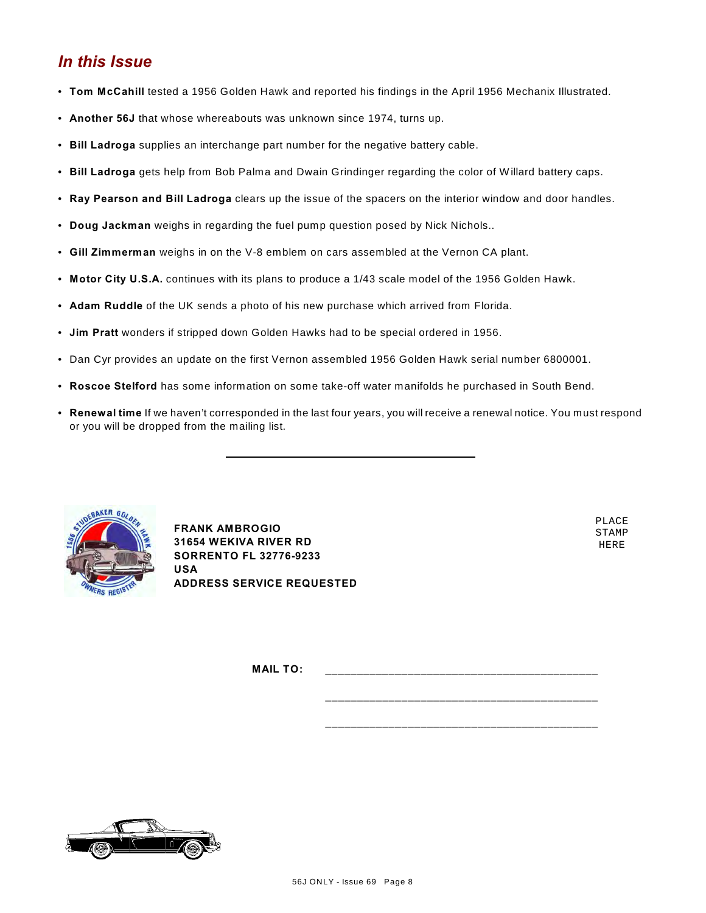## *In this Issue*

- **Tom McCahill** tested a 1956 Golden Hawk and reported his findings in the April 1956 Mechanix Illustrated.
- **Another 56J** that whose whereabouts was unknown since 1974, turns up.
- **Bill Ladroga** supplies an interchange part number for the negative battery cable.
- **Bill Ladroga** gets help from Bob Palma and Dwain Grindinger regarding the color of Willard battery caps.
- **Ray Pearson and Bill Ladroga** clears up the issue of the spacers on the interior window and door handles.
- **Doug Jackman** weighs in regarding the fuel pump question posed by Nick Nichols..
- **Gill Zimmerman** weighs in on the V-8 emblem on cars assembled at the Vernon CA plant.
- **Motor City U.S.A.** continues with its plans to produce a 1/43 scale model of the 1956 Golden Hawk.
- **Adam Ruddle** of the UK sends a photo of his new purchase which arrived from Florida.
- **Jim Pratt** wonders if stripped down Golden Hawks had to be special ordered in 1956.
- Dan Cyr provides an update on the first Vernon assembled 1956 Golden Hawk serial number 6800001.
- **Roscoe Stelford** has some information on some take-off water manifolds he purchased in South Bend.
- **Renewal time** If we haven't corresponded in the last four years, you will receive a renewal notice. You must respond or you will be dropped from the mailing list.

---

**FRANK AMBROGIO**
**31654 WEKIVA RIVER RD**
**SORRENTO FL 32776-9233**
**USA**
**ADDRESS SERVICE REQUESTED**

PLACE
STAMP
HERE

**MAIL TO:** ___________________________________________

___________________________________________

___________________________________________